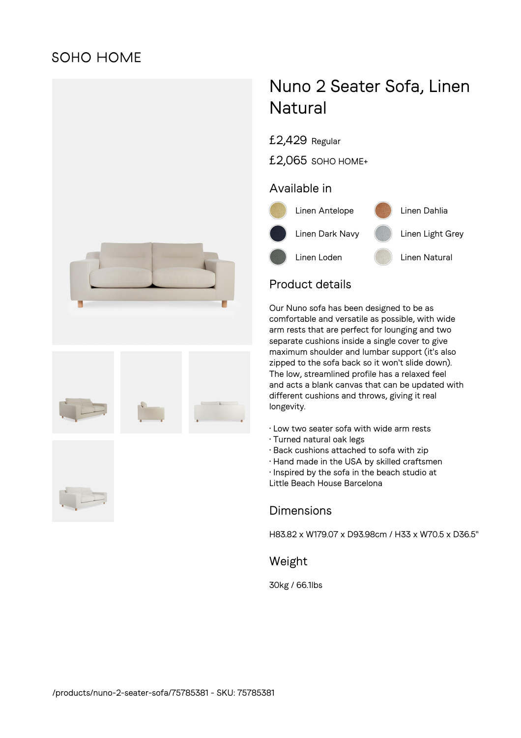SOHO HOME

# Nuno 2 Seater Sofa, Linen Natural

£2,429 Regular

£2,065 SOHO HOME+

## Available in

- Linen Antelope
- Linen Dahlia
- Linen Dark Navy
- Linen Light Grey
- Linen Loden
- Linen Natural

## Product details

Our Nuno sofa has been designed to be as comfortable and versatile as possible, with wide arm rests that are perfect for lounging and two separate cushions inside a single cover to give maximum shoulder and lumbar support (it's also zipped to the sofa back so it won't slide down). The low, streamlined profile has a relaxed feel and acts a blank canvas that can be updated with different cushions and throws, giving it real longevity.

- Low two seater sofa with wide arm rests
- Turned natural oak legs
- Back cushions attached to sofa with zip
- Hand made in the USA by skilled craftsmen
- Inspired by the sofa in the beach studio at Little Beach House Barcelona

## Dimensions

H83.82 x W179.07 x D93.98cm / H33 x W70.5 x D36.5"

## Weight

30kg / 66.1lbs

/products/nuno-2-seater-sofa/75785381 - SKU: 75785381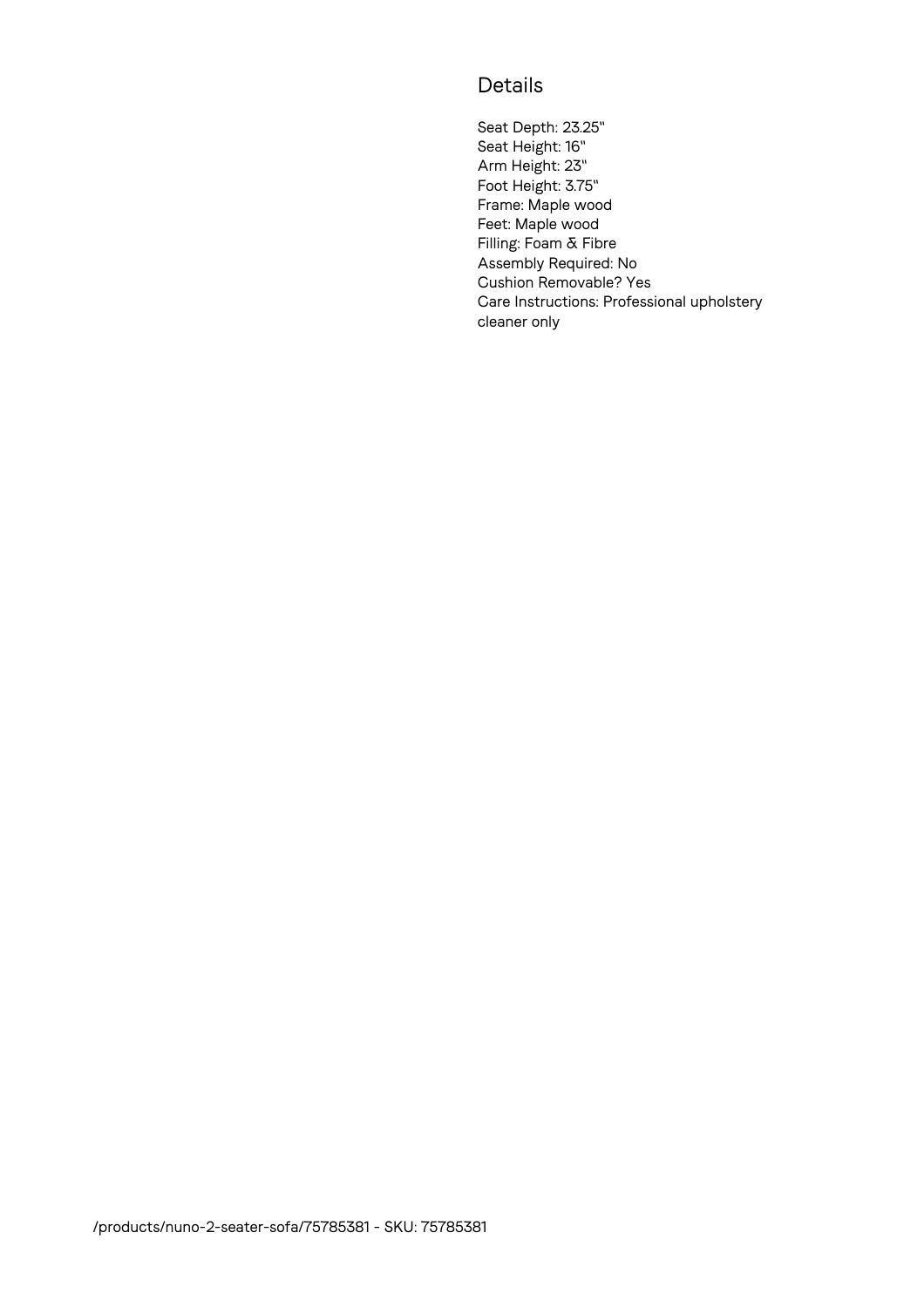## Details

Seat Depth: 23.25"
Seat Height: 16"
Arm Height: 23"
Foot Height: 3.75"
Frame: Maple wood
Feet: Maple wood
Filling: Foam & Fibre
Assembly Required: No
Cushion Removable? Yes
Care Instructions: Professional upholstery cleaner only